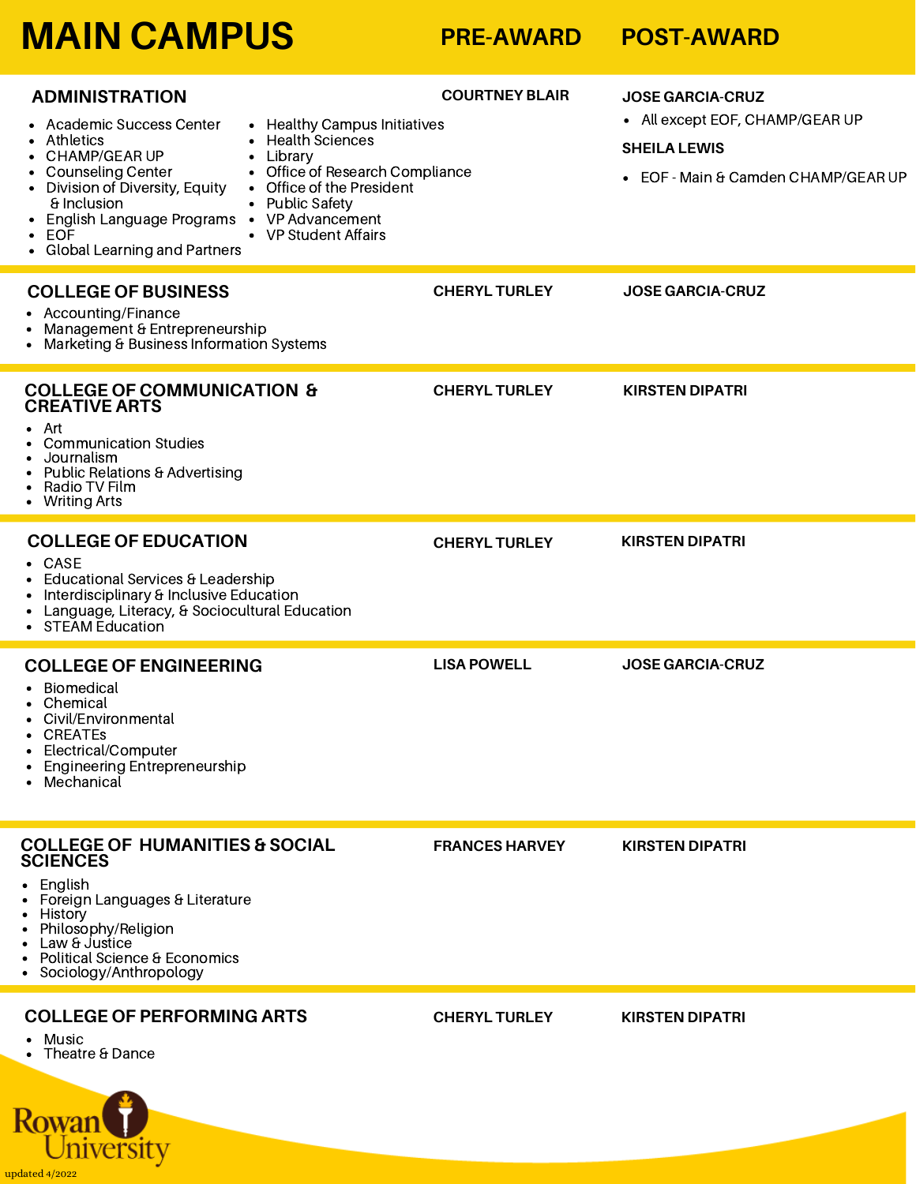# MAIN CAMPUS

| | PRE-AWARD | POST-AWARD |
|---|---|---|
| **ADMINISTRATION**<br>• Academic Success Center<br>• Athletics<br>• CHAMP/GEAR UP<br>• Counseling Center<br>• Division of Diversity, Equity & Inclusion<br>• English Language Programs<br>• EOF<br>• Global Learning and Partners<br>• Healthy Campus Initiatives<br>• Health Sciences<br>• Library<br>• Office of Research Compliance<br>• Office of the President<br>• Public Safety<br>• VP Advancement<br>• VP Student Affairs | **COURTNEY BLAIR** | **JOSE GARCIA-CRUZ**<br>• All except EOF, CHAMP/GEAR UP<br>**SHEILA LEWIS**<br>• EOF - Main & Camden CHAMP/GEAR UP |
| **COLLEGE OF BUSINESS**<br>• Accounting/Finance<br>• Management & Entrepreneurship<br>• Marketing & Business Information Systems | **CHERYL TURLEY** | **JOSE GARCIA-CRUZ** |
| **COLLEGE OF COMMUNICATION & CREATIVE ARTS**<br>• Art<br>• Communication Studies<br>• Journalism<br>• Public Relations & Advertising<br>• Radio TV Film<br>• Writing Arts | **CHERYL TURLEY** | **KIRSTEN DIPATRI** |
| **COLLEGE OF EDUCATION**<br>• CASE<br>• Educational Services & Leadership<br>• Interdisciplinary & Inclusive Education<br>• Language, Literacy, & Sociocultural Education<br>• STEAM Education | **CHERYL TURLEY** | **KIRSTEN DIPATRI** |
| **COLLEGE OF ENGINEERING**<br>• Biomedical<br>• Chemical<br>• Civil/Environmental<br>• CREATEs<br>• Electrical/Computer<br>• Engineering Entrepreneurship<br>• Mechanical | **LISA POWELL** | **JOSE GARCIA-CRUZ** |
| **COLLEGE OF HUMANITIES & SOCIAL SCIENCES**<br>• English<br>• Foreign Languages & Literature<br>• History<br>• Philosophy/Religion<br>• Law & Justice<br>• Political Science & Economics<br>• Sociology/Anthropology | **FRANCES HARVEY** | **KIRSTEN DIPATRI** |
| **COLLEGE OF PERFORMING ARTS**<br>• Music<br>• Theatre & Dance | **CHERYL TURLEY** | **KIRSTEN DIPATRI** |

Rowan University

updated 4/2022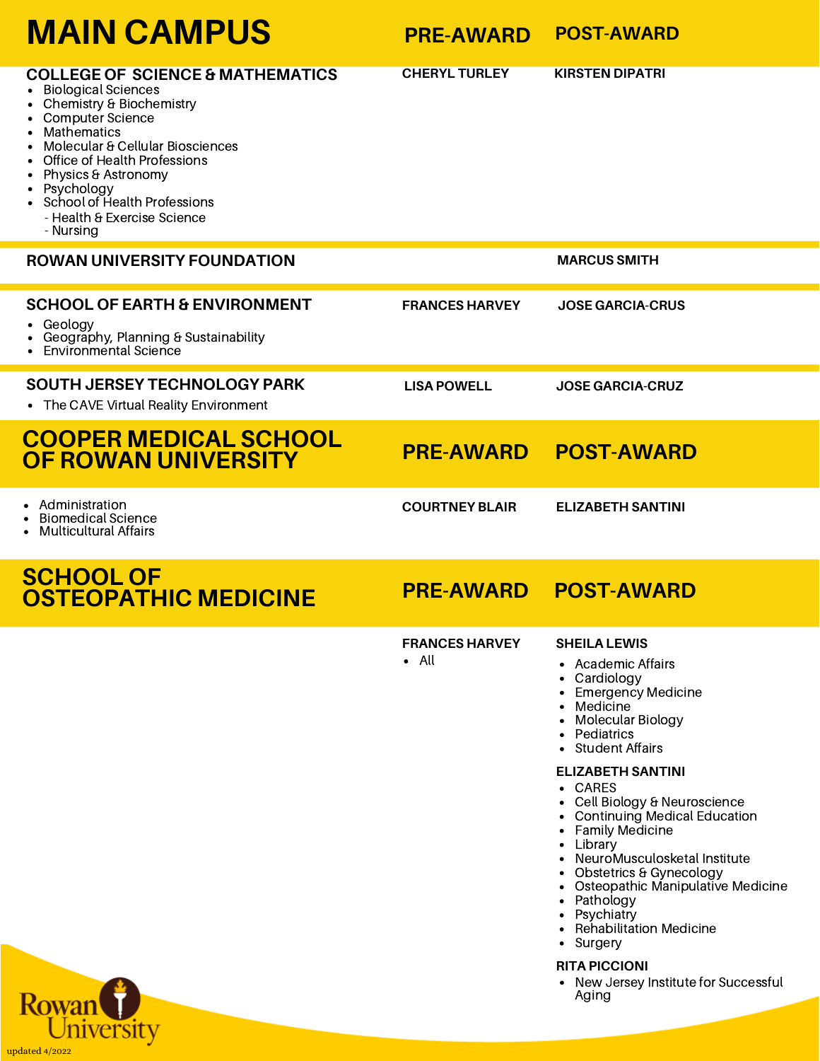# MAIN CAMPUS

| | PRE-AWARD | POST-AWARD |
|---|---|---|
| **COLLEGE OF SCIENCE & MATHEMATICS**<br>• Biological Sciences<br>• Chemistry & Biochemistry<br>• Computer Science<br>• Mathematics<br>• Molecular & Cellular Biosciences<br>• Office of Health Professions<br>• Physics & Astronomy<br>• Psychology<br>• School of Health Professions<br>&nbsp;&nbsp;- Health & Exercise Science<br>&nbsp;&nbsp;- Nursing | CHERYL TURLEY | KIRSTEN DIPATRI |
| **ROWAN UNIVERSITY FOUNDATION** | | MARCUS SMITH |
| **SCHOOL OF EARTH & ENVIRONMENT**<br>• Geology<br>• Geography, Planning & Sustainability<br>• Environmental Science | FRANCES HARVEY | JOSE GARCIA-CRUS |
| **SOUTH JERSEY TECHNOLOGY PARK**<br>• The CAVE Virtual Reality Environment | LISA POWELL | JOSE GARCIA-CRUZ |

# COOPER MEDICAL SCHOOL OF ROWAN UNIVERSITY

| | PRE-AWARD | POST-AWARD |
|---|---|---|
| • Administration<br>• Biomedical Science<br>• Multicultural Affairs | COURTNEY BLAIR | ELIZABETH SANTINI |

# SCHOOL OF OSTEOPATHIC MEDICINE

**PRE-AWARD**

**FRANCES HARVEY**
- All

**POST-AWARD**

**SHEILA LEWIS**
- Academic Affairs
- Cardiology
- Emergency Medicine
- Medicine
- Molecular Biology
- Pediatrics
- Student Affairs

**ELIZABETH SANTINI**
- CARES
- Cell Biology & Neuroscience
- Continuing Medical Education
- Family Medicine
- Library
- NeuroMusculoskeletal Institute
- Obstetrics & Gynecology
- Osteopathic Manipulative Medicine
- Pathology
- Psychiatry
- Rehabilitation Medicine
- Surgery

**RITA PICCIONI**
- New Jersey Institute for Successful Aging

Rowan University

updated 4/2022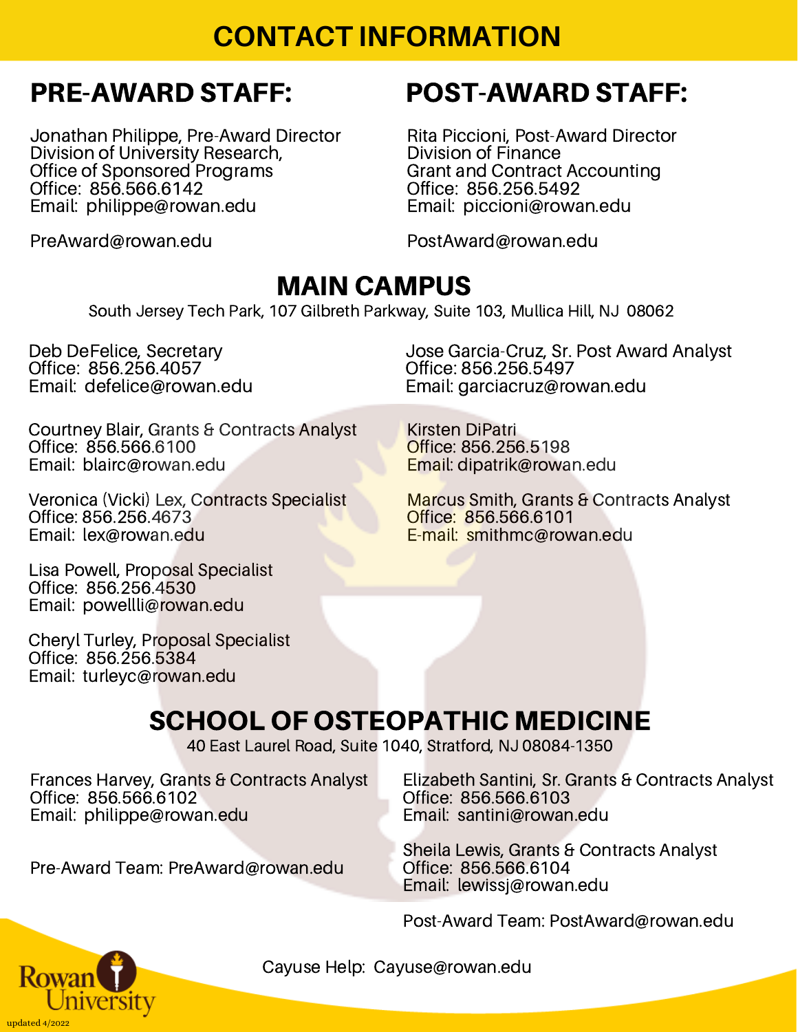# CONTACT INFORMATION

## PRE-AWARD STAFF:

Jonathan Philippe, Pre-Award Director
Division of University Research,
Office of Sponsored Programs
Office: 856.566.6142
Email: philippe@rowan.edu

PreAward@rowan.edu

## POST-AWARD STAFF:

Rita Piccioni, Post-Award Director
Division of Finance
Grant and Contract Accounting
Office: 856.256.5492
Email: piccioni@rowan.edu

PostAward@rowan.edu

## MAIN CAMPUS

South Jersey Tech Park, 107 Gilbreth Parkway, Suite 103, Mullica Hill, NJ 08062

Deb DeFelice, Secretary
Office: 856.256.4057
Email: defelice@rowan.edu

Courtney Blair, Grants & Contracts Analyst
Office: 856.566.6100
Email: blairc@rowan.edu

Veronica (Vicki) Lex, Contracts Specialist
Office: 856.256.4673
Email: lex@rowan.edu

Lisa Powell, Proposal Specialist
Office: 856.256.4530
Email: powellli@rowan.edu

Cheryl Turley, Proposal Specialist
Office: 856.256.5384
Email: turleyc@rowan.edu

Jose Garcia-Cruz, Sr. Post Award Analyst
Office: 856.256.5497
Email: garciacruz@rowan.edu

Kirsten DiPatri
Office: 856.256.5198
Email: dipatrik@rowan.edu

Marcus Smith, Grants & Contracts Analyst
Office: 856.566.6101
E-mail: smithmc@rowan.edu

## SCHOOL OF OSTEOPATHIC MEDICINE

40 East Laurel Road, Suite 1040, Stratford, NJ 08084-1350

Frances Harvey, Grants & Contracts Analyst
Office: 856.566.6102
Email: philippe@rowan.edu

Pre-Award Team: PreAward@rowan.edu

Elizabeth Santini, Sr. Grants & Contracts Analyst
Office: 856.566.6103
Email: santini@rowan.edu

Sheila Lewis, Grants & Contracts Analyst
Office: 856.566.6104
Email: lewissj@rowan.edu

Post-Award Team: PostAward@rowan.edu

Cayuse Help: Cayuse@rowan.edu

Rowan University

updated 4/2022